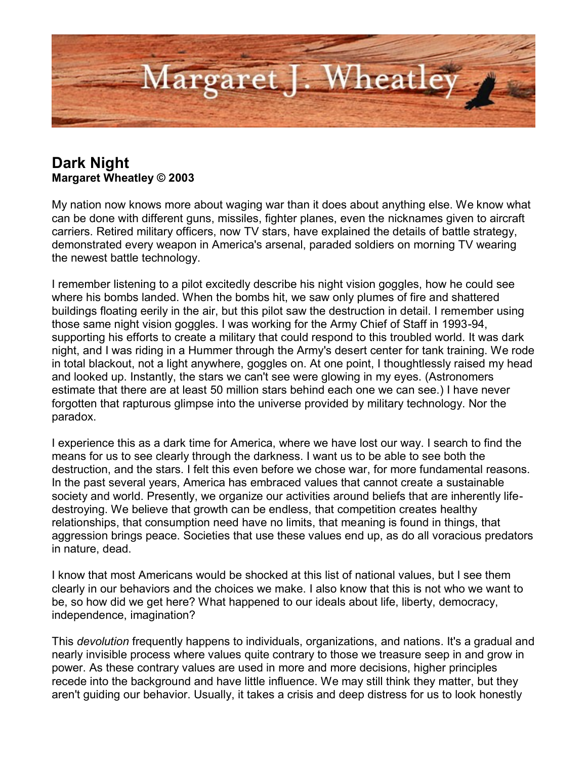# Dark Night

**Margaret Wheatley © 2003**

My nation now knows more about waging war than it does about anything else. We know what can be done with different guns, missiles, fighter planes, even the nicknames given to aircraft carriers. Retired military officers, now TV stars, have explained the details of battle strategy, demonstrated every weapon in America's arsenal, paraded soldiers on morning TV wearing the newest battle technology.

I remember listening to a pilot excitedly describe his night vision goggles, how he could see where his bombs landed. When the bombs hit, we saw only plumes of fire and shattered buildings floating eerily in the air, but this pilot saw the destruction in detail. I remember using those same night vision goggles. I was working for the Army Chief of Staff in 1993-94, supporting his efforts to create a military that could respond to this troubled world. It was dark night, and I was riding in a Hummer through the Army's desert center for tank training. We rode in total blackout, not a light anywhere, goggles on. At one point, I thoughtlessly raised my head and looked up. Instantly, the stars we can't see were glowing in my eyes. (Astronomers estimate that there are at least 50 million stars behind each one we can see.) I have never forgotten that rapturous glimpse into the universe provided by military technology. Nor the paradox.

I experience this as a dark time for America, where we have lost our way. I search to find the means for us to see clearly through the darkness. I want us to be able to see both the destruction, and the stars. I felt this even before we chose war, for more fundamental reasons. In the past several years, America has embraced values that cannot create a sustainable society and world. Presently, we organize our activities around beliefs that are inherently life-destroying. We believe that growth can be endless, that competition creates healthy relationships, that consumption need have no limits, that meaning is found in things, that aggression brings peace. Societies that use these values end up, as do all voracious predators in nature, dead.

I know that most Americans would be shocked at this list of national values, but I see them clearly in our behaviors and the choices we make. I also know that this is not who we want to be, so how did we get here? What happened to our ideals about life, liberty, democracy, independence, imagination?

This *devolution* frequently happens to individuals, organizations, and nations. It's a gradual and nearly invisible process where values quite contrary to those we treasure seep in and grow in power. As these contrary values are used in more and more decisions, higher principles recede into the background and have little influence. We may still think they matter, but they aren't guiding our behavior. Usually, it takes a crisis and deep distress for us to look honestly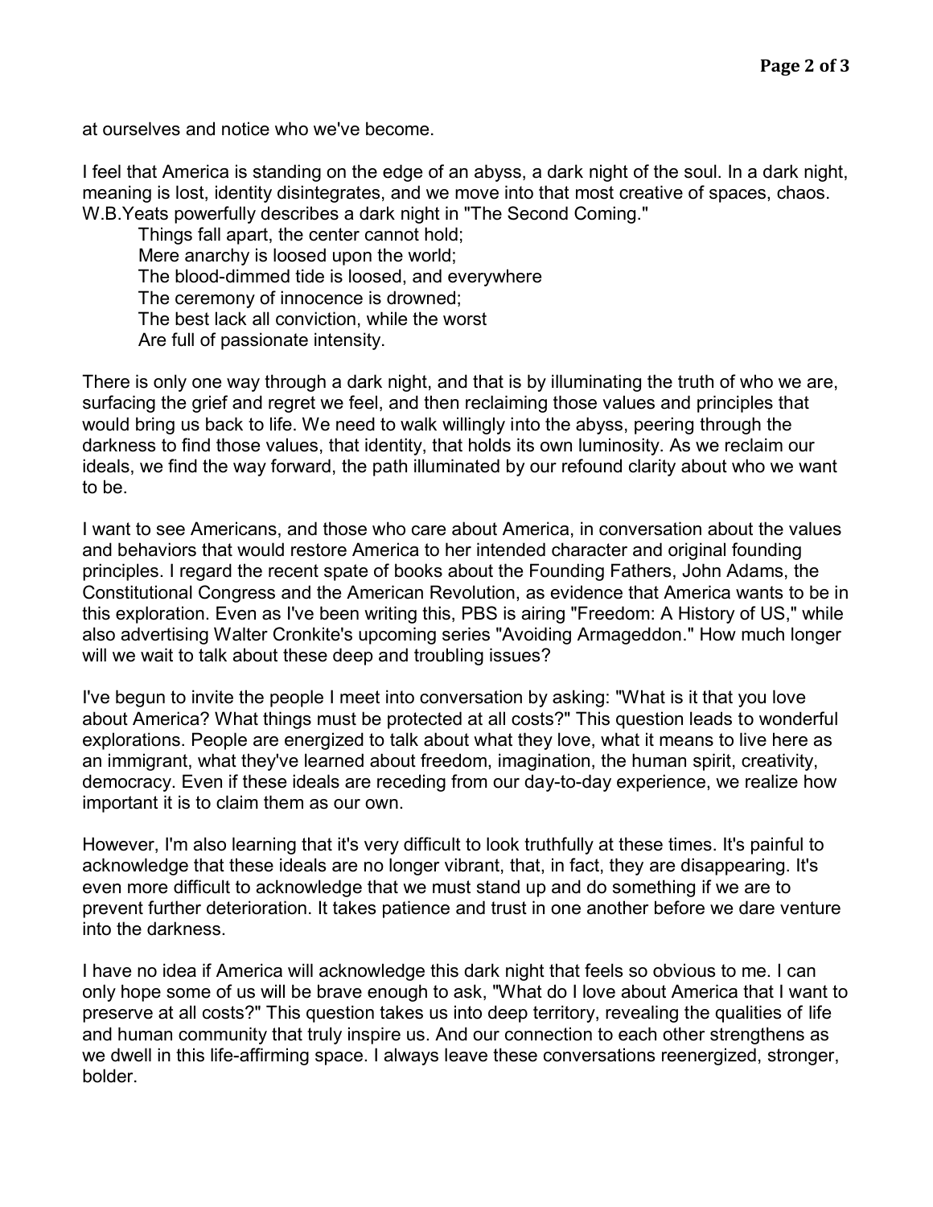at ourselves and notice who we've become.

I feel that America is standing on the edge of an abyss, a dark night of the soul. In a dark night, meaning is lost, identity disintegrates, and we move into that most creative of spaces, chaos. W.B.Yeats powerfully describes a dark night in "The Second Coming."

> Things fall apart, the center cannot hold;
> Mere anarchy is loosed upon the world;
> The blood-dimmed tide is loosed, and everywhere
> The ceremony of innocence is drowned;
> The best lack all conviction, while the worst
> Are full of passionate intensity.

There is only one way through a dark night, and that is by illuminating the truth of who we are, surfacing the grief and regret we feel, and then reclaiming those values and principles that would bring us back to life. We need to walk willingly into the abyss, peering through the darkness to find those values, that identity, that holds its own luminosity. As we reclaim our ideals, we find the way forward, the path illuminated by our refound clarity about who we want to be.

I want to see Americans, and those who care about America, in conversation about the values and behaviors that would restore America to her intended character and original founding principles. I regard the recent spate of books about the Founding Fathers, John Adams, the Constitutional Congress and the American Revolution, as evidence that America wants to be in this exploration. Even as I've been writing this, PBS is airing "Freedom: A History of US," while also advertising Walter Cronkite's upcoming series "Avoiding Armageddon." How much longer will we wait to talk about these deep and troubling issues?

I've begun to invite the people I meet into conversation by asking: "What is it that you love about America? What things must be protected at all costs?" This question leads to wonderful explorations. People are energized to talk about what they love, what it means to live here as an immigrant, what they've learned about freedom, imagination, the human spirit, creativity, democracy. Even if these ideals are receding from our day-to-day experience, we realize how important it is to claim them as our own.

However, I'm also learning that it's very difficult to look truthfully at these times. It's painful to acknowledge that these ideals are no longer vibrant, that, in fact, they are disappearing. It's even more difficult to acknowledge that we must stand up and do something if we are to prevent further deterioration. It takes patience and trust in one another before we dare venture into the darkness.

I have no idea if America will acknowledge this dark night that feels so obvious to me. I can only hope some of us will be brave enough to ask, "What do I love about America that I want to preserve at all costs?" This question takes us into deep territory, revealing the qualities of life and human community that truly inspire us. And our connection to each other strengthens as we dwell in this life-affirming space. I always leave these conversations reenergized, stronger, bolder.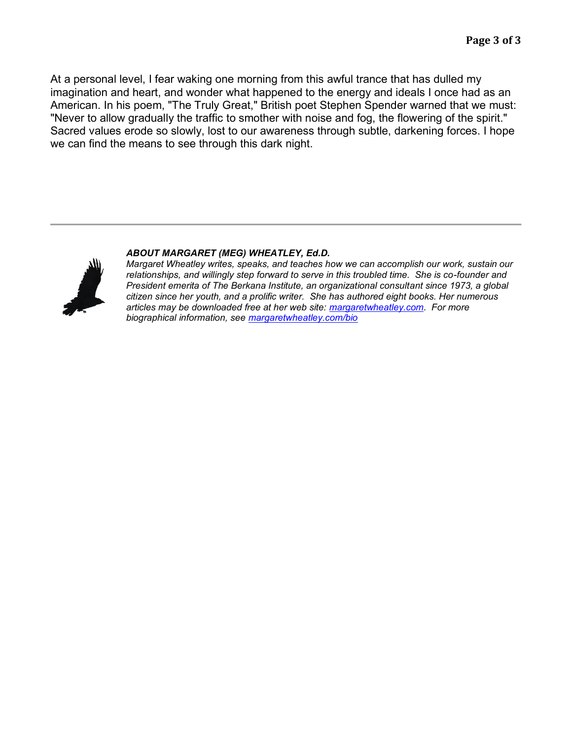At a personal level, I fear waking one morning from this awful trance that has dulled my imagination and heart, and wonder what happened to the energy and ideals I once had as an American. In his poem, "The Truly Great," British poet Stephen Spender warned that we must: "Never to allow gradually the traffic to smother with noise and fog, the flowering of the spirit." Sacred values erode so slowly, lost to our awareness through subtle, darkening forces. I hope we can find the means to see through this dark night.

---

***ABOUT MARGARET (MEG) WHEATLEY, Ed.D.***

*Margaret Wheatley writes, speaks, and teaches how we can accomplish our work, sustain our relationships, and willingly step forward to serve in this troubled time. She is co-founder and President emerita of The Berkana Institute, an organizational consultant since 1973, a global citizen since her youth, and a prolific writer. She has authored eight books. Her numerous articles may be downloaded free at her web site: [margaretwheatley.com](margaretwheatley.com). For more biographical information, see [margaretwheatley.com/bio](margaretwheatley.com/bio)*